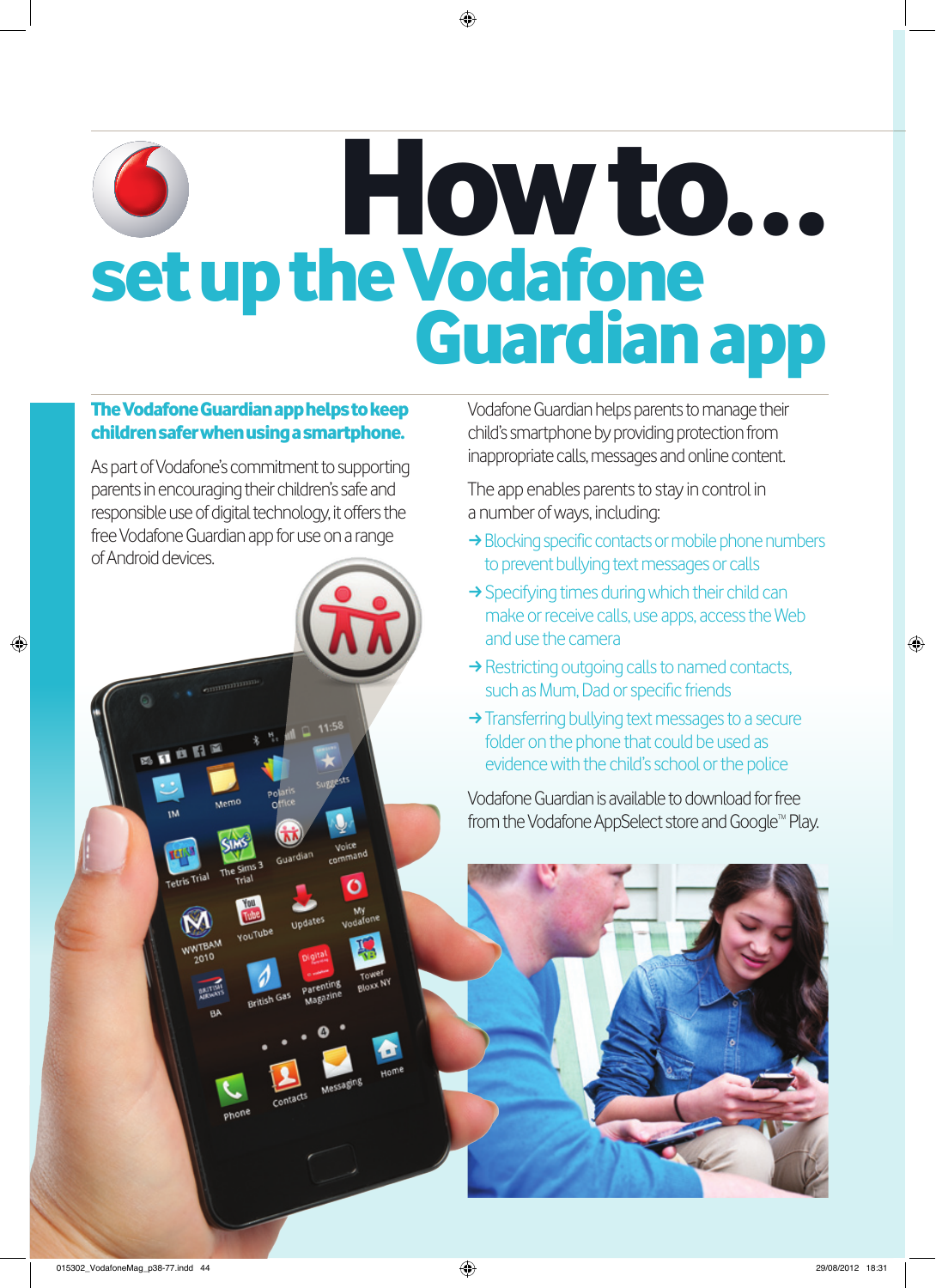# How to...

## set up the Vodafone Guardian app

**The Vodafone Guardian app helps to keep children safer when using a smartphone.**

As part of Vodafone's commitment to supporting parents in encouraging their children's safe and responsible use of digital technology, it offers the free Vodafone Guardian app for use on a range of Android devices.

Vodafone Guardian helps parents to manage their child's smartphone by providing protection from inappropriate calls, messages and online content.

The app enables parents to stay in control in a number of ways, including:

- → Blocking specific contacts or mobile phone numbers to prevent bullying text messages or calls
- → Specifying times during which their child can make or receive calls, use apps, access the Web and use the camera
- → Restricting outgoing calls to named contacts, such as Mum, Dad or specific friends
- → Transferring bullying text messages to a secure folder on the phone that could be used as evidence with the child's school or the police

Vodafone Guardian is available to download for free from the Vodafone AppSelect store and Google™ Play.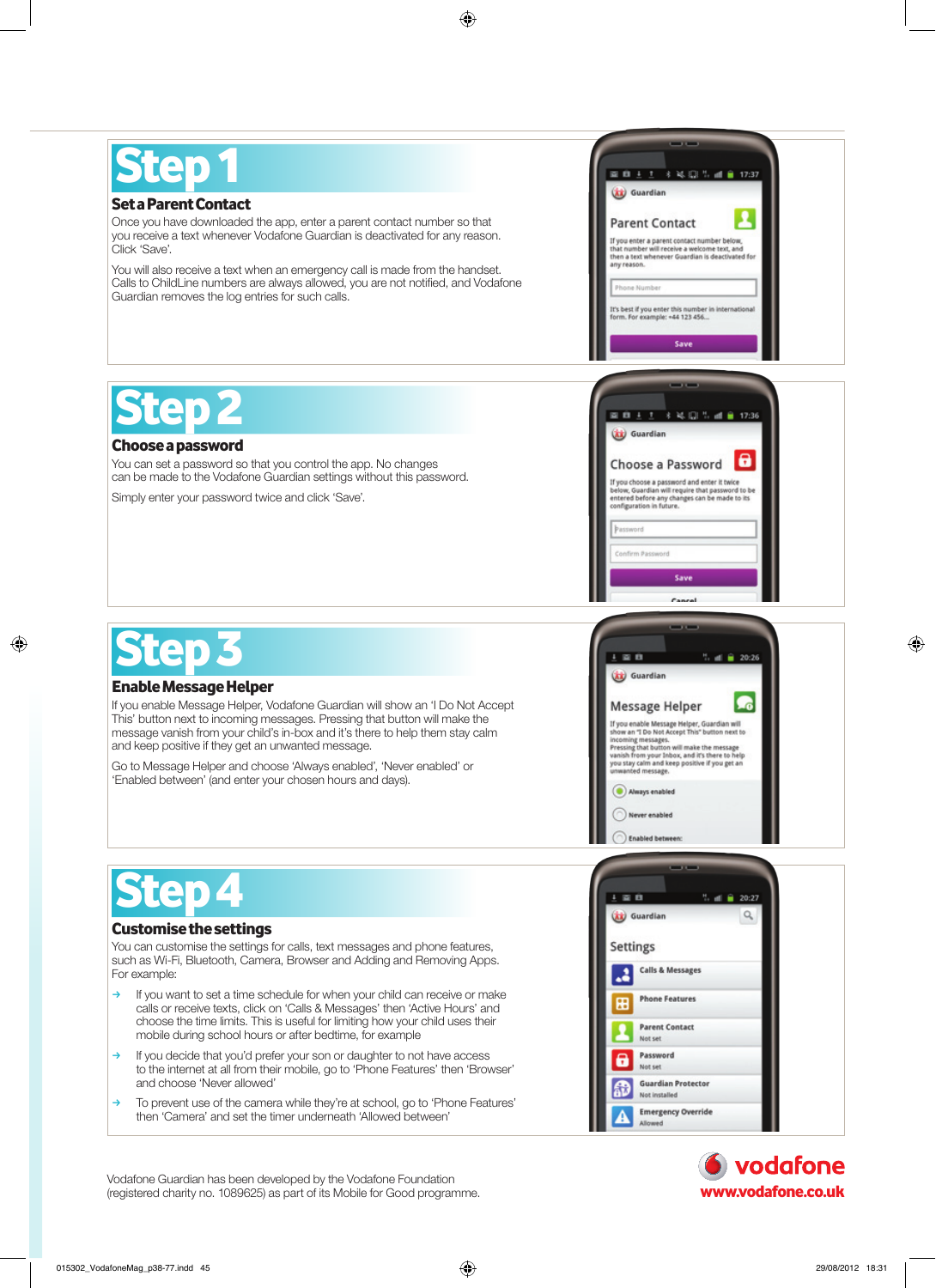# Step 1

## Set a Parent Contact

Once you have downloaded the app, enter a parent contact number so that you receive a text whenever Vodafone Guardian is deactivated for any reason. Click 'Save'.

You will also receive a text when an emergency call is made from the handset. Calls to ChildLine numbers are always allowed, you are not notified, and Vodafone Guardian removes the log entries for such calls.

# Step 2

## Choose a password

You can set a password so that you control the app. No changes can be made to the Vodafone Guardian settings without this password.

Simply enter your password twice and click 'Save'.

# Step 3

## Enable Message Helper

If you enable Message Helper, Vodafone Guardian will show an 'I Do Not Accept This' button next to incoming messages. Pressing that button will make the message vanish from your child's in-box and it's there to help them stay calm and keep positive if they get an unwanted message.

Go to Message Helper and choose 'Always enabled', 'Never enabled' or 'Enabled between' (and enter your chosen hours and days).

# Step 4

## Customise the settings

You can customise the settings for calls, text messages and phone features, such as Wi-Fi, Bluetooth, Camera, Browser and Adding and Removing Apps. For example:

- If you want to set a time schedule for when your child can receive or make calls or receive texts, click on 'Calls & Messages' then 'Active Hours' and choose the time limits. This is useful for limiting how your child uses their mobile during school hours or after bedtime, for example
- If you decide that you'd prefer your son or daughter to not have access to the internet at all from their mobile, go to 'Phone Features' then 'Browser' and choose 'Never allowed'
- To prevent use of the camera while they're at school, go to 'Phone Features' then 'Camera' and set the timer underneath 'Allowed between'

Vodafone Guardian has been developed by the Vodafone Foundation (registered charity no. 1089625) as part of its Mobile for Good programme.

vodafone
www.vodafone.co.uk